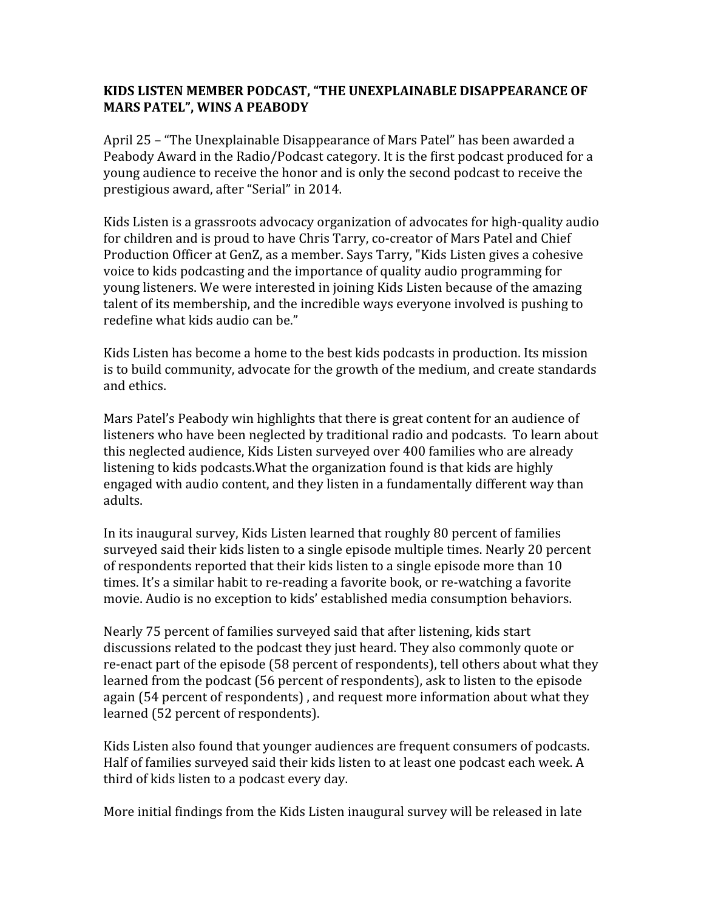**KIDS LISTEN MEMBER PODCAST, "THE UNEXPLAINABLE DISAPPEARANCE OF MARS PATEL", WINS A PEABODY**

April 25 – "The Unexplainable Disappearance of Mars Patel" has been awarded a Peabody Award in the Radio/Podcast category. It is the first podcast produced for a young audience to receive the honor and is only the second podcast to receive the prestigious award, after "Serial" in 2014.

Kids Listen is a grassroots advocacy organization of advocates for high-quality audio for children and is proud to have Chris Tarry, co-creator of Mars Patel and Chief Production Officer at GenZ, as a member. Says Tarry, "Kids Listen gives a cohesive voice to kids podcasting and the importance of quality audio programming for young listeners. We were interested in joining Kids Listen because of the amazing talent of its membership, and the incredible ways everyone involved is pushing to redefine what kids audio can be."

Kids Listen has become a home to the best kids podcasts in production. Its mission is to build community, advocate for the growth of the medium, and create standards and ethics.

Mars Patel's Peabody win highlights that there is great content for an audience of listeners who have been neglected by traditional radio and podcasts. To learn about this neglected audience, Kids Listen surveyed over 400 families who are already listening to kids podcasts.What the organization found is that kids are highly engaged with audio content, and they listen in a fundamentally different way than adults.

In its inaugural survey, Kids Listen learned that roughly 80 percent of families surveyed said their kids listen to a single episode multiple times. Nearly 20 percent of respondents reported that their kids listen to a single episode more than 10 times. It's a similar habit to re-reading a favorite book, or re-watching a favorite movie. Audio is no exception to kids' established media consumption behaviors.

Nearly 75 percent of families surveyed said that after listening, kids start discussions related to the podcast they just heard. They also commonly quote or re-enact part of the episode (58 percent of respondents), tell others about what they learned from the podcast (56 percent of respondents), ask to listen to the episode again (54 percent of respondents) , and request more information about what they learned (52 percent of respondents).

Kids Listen also found that younger audiences are frequent consumers of podcasts. Half of families surveyed said their kids listen to at least one podcast each week. A third of kids listen to a podcast every day.

More initial findings from the Kids Listen inaugural survey will be released in late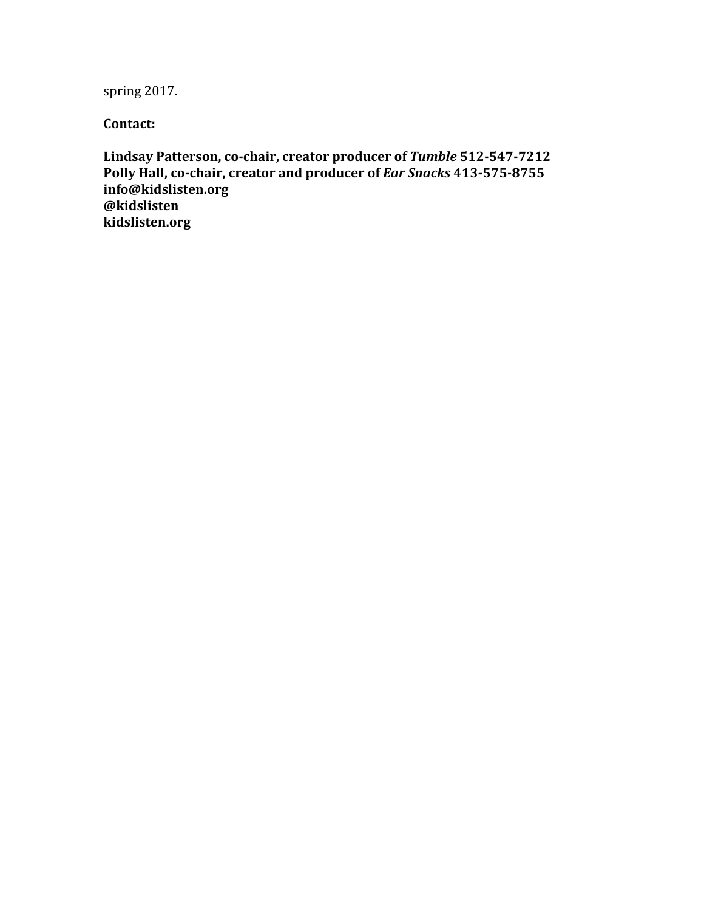spring 2017.

**Contact:**

**Lindsay Patterson, co-chair, creator producer of *Tumble* 512-547-7212**
**Polly Hall, co-chair, creator and producer of *Ear Snacks* 413-575-8755**
**info@kidslisten.org**
**@kidslisten**
**kidslisten.org**